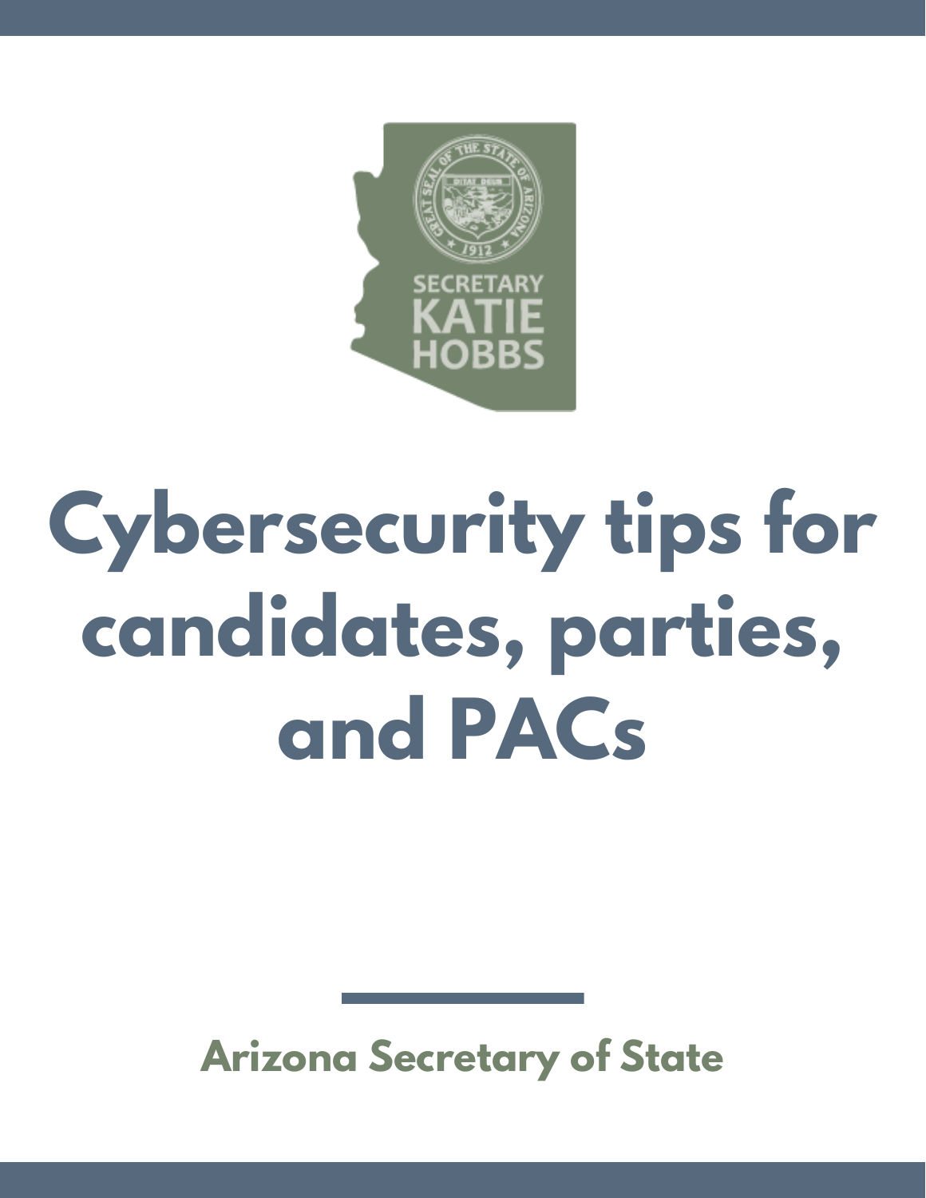SECRETARY KATIE HOBBS

# Cybersecurity tips for candidates, parties, and PACs

Arizona Secretary of State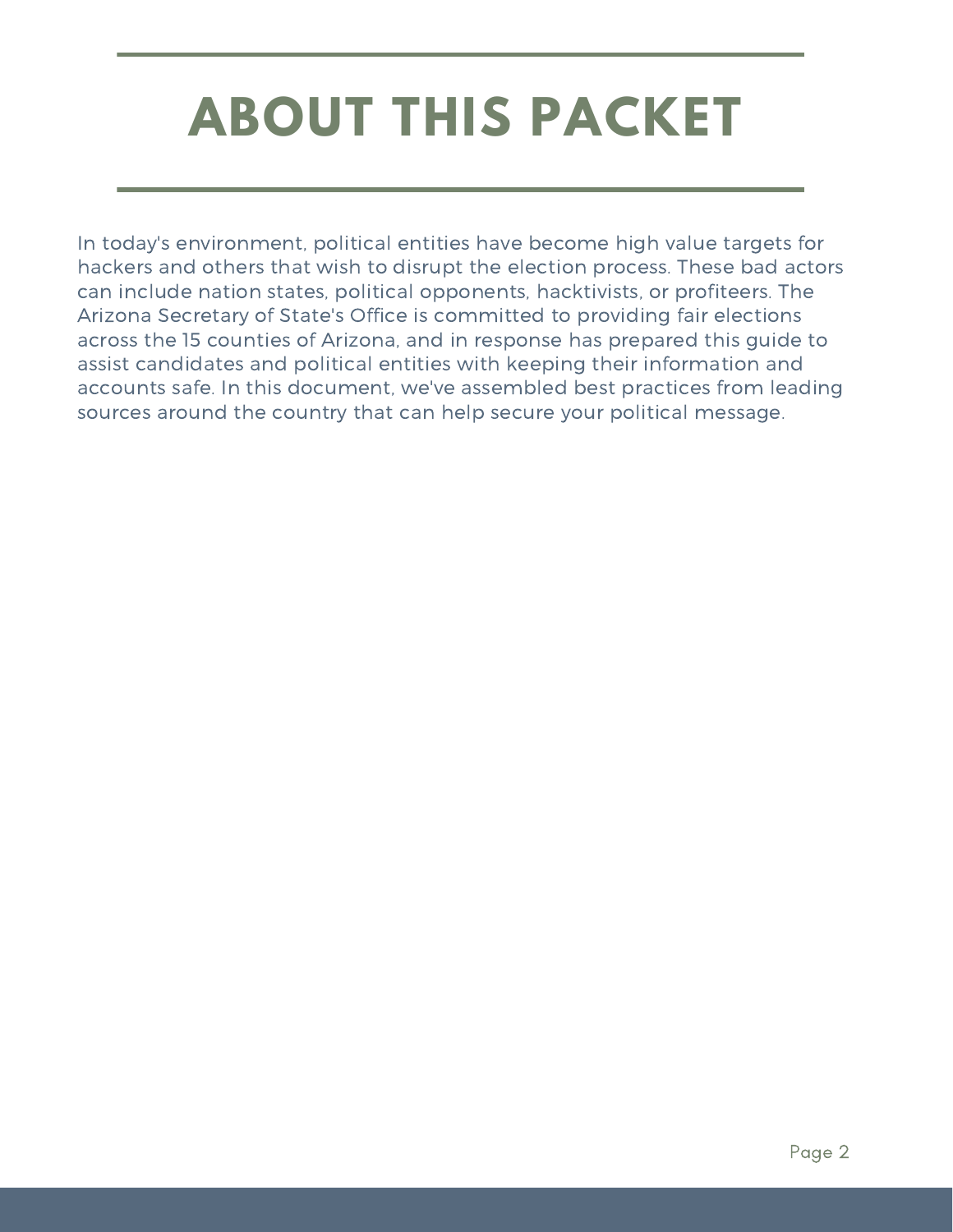# ABOUT THIS PACKET

In today's environment, political entities have become high value targets for hackers and others that wish to disrupt the election process. These bad actors can include nation states, political opponents, hacktivists, or profiteers. The Arizona Secretary of State's Office is committed to providing fair elections across the 15 counties of Arizona, and in response has prepared this guide to assist candidates and political entities with keeping their information and accounts safe. In this document, we've assembled best practices from leading sources around the country that can help secure your political message.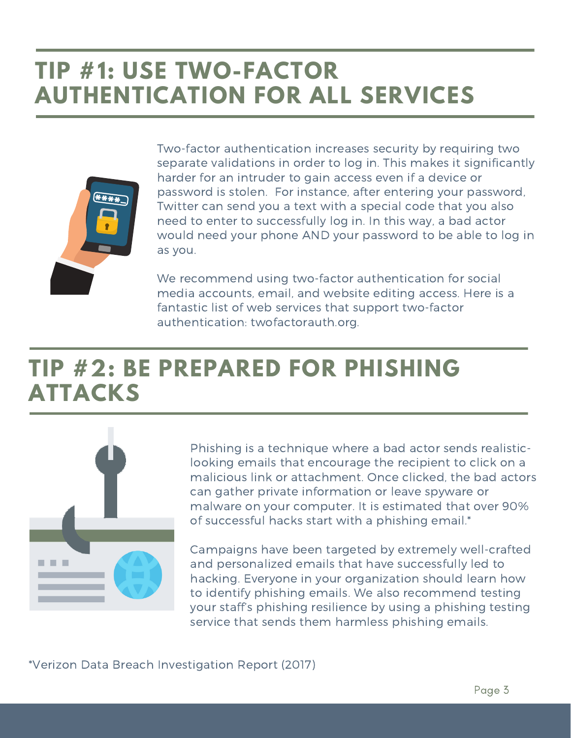## TIP #1: USE TWO-FACTOR AUTHENTICATION FOR ALL SERVICES

Two-factor authentication increases security by requiring two separate validations in order to log in. This makes it significantly harder for an intruder to gain access even if a device or password is stolen. For instance, after entering your password, Twitter can send you a text with a special code that you also need to enter to successfully log in. In this way, a bad actor would need your phone AND your password to be able to log in as you.

We recommend using two-factor authentication for social media accounts, email, and website editing access. Here is a fantastic list of web services that support two-factor authentication: twofactorauth.org.

## TIP #2: BE PREPARED FOR PHISHING ATTACKS

Phishing is a technique where a bad actor sends realistic-looking emails that encourage the recipient to click on a malicious link or attachment. Once clicked, the bad actors can gather private information or leave spyware or malware on your computer. It is estimated that over 90% of successful hacks start with a phishing email.*

Campaigns have been targeted by extremely well-crafted and personalized emails that have successfully led to hacking. Everyone in your organization should learn how to identify phishing emails. We also recommend testing your staff's phishing resilience by using a phishing testing service that sends them harmless phishing emails.

*Verizon Data Breach Investigation Report (2017)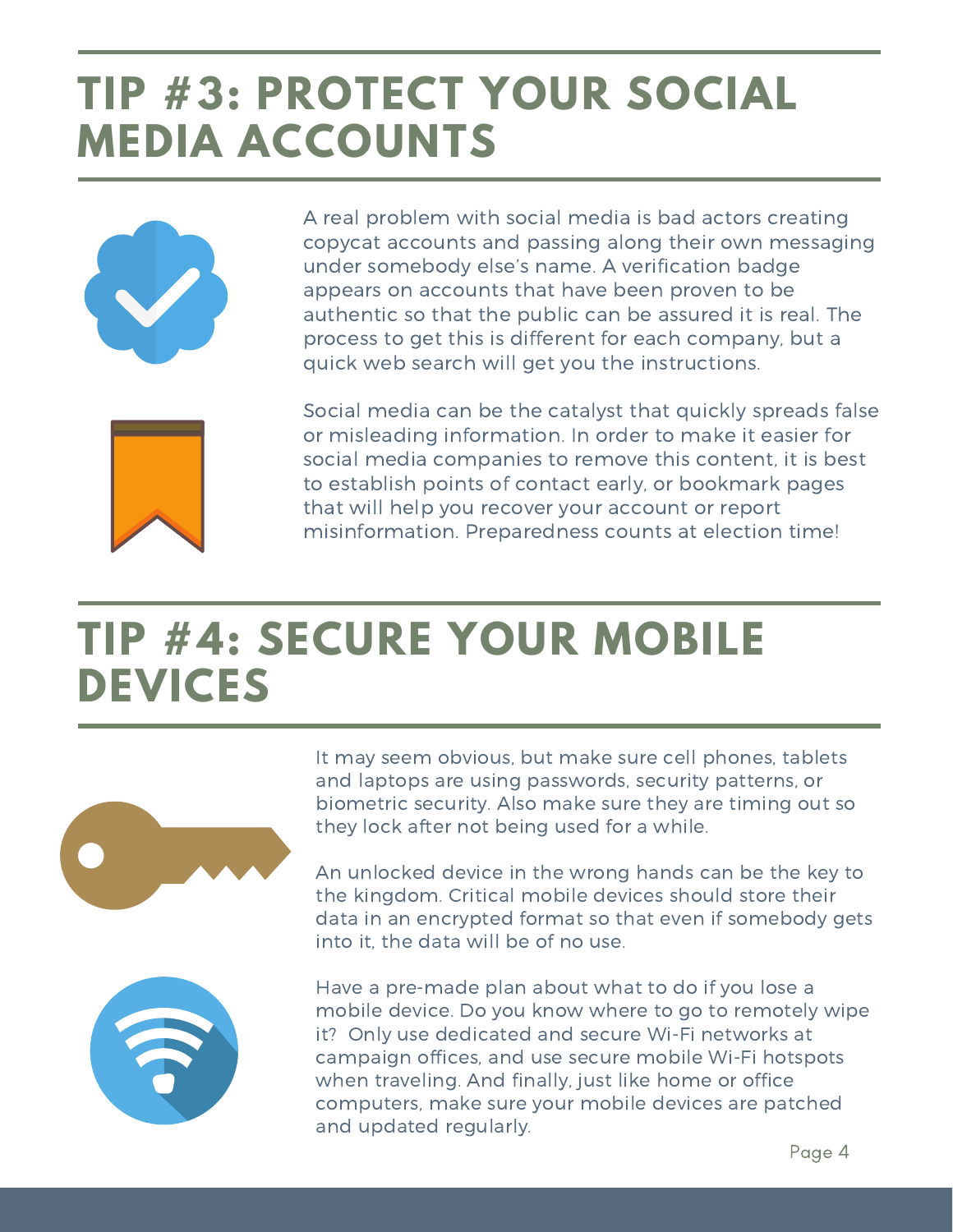# TIP #3: PROTECT YOUR SOCIAL MEDIA ACCOUNTS

A real problem with social media is bad actors creating copycat accounts and passing along their own messaging under somebody else's name. A verification badge appears on accounts that have been proven to be authentic so that the public can be assured it is real. The process to get this is different for each company, but a quick web search will get you the instructions.

Social media can be the catalyst that quickly spreads false or misleading information. In order to make it easier for social media companies to remove this content, it is best to establish points of contact early, or bookmark pages that will help you recover your account or report misinformation. Preparedness counts at election time!

# TIP #4: SECURE YOUR MOBILE DEVICES

It may seem obvious, but make sure cell phones, tablets and laptops are using passwords, security patterns, or biometric security. Also make sure they are timing out so they lock after not being used for a while.

An unlocked device in the wrong hands can be the key to the kingdom. Critical mobile devices should store their data in an encrypted format so that even if somebody gets into it, the data will be of no use.

Have a pre-made plan about what to do if you lose a mobile device. Do you know where to go to remotely wipe it? Only use dedicated and secure Wi-Fi networks at campaign offices, and use secure mobile Wi-Fi hotspots when traveling. And finally, just like home or office computers, make sure your mobile devices are patched and updated regularly.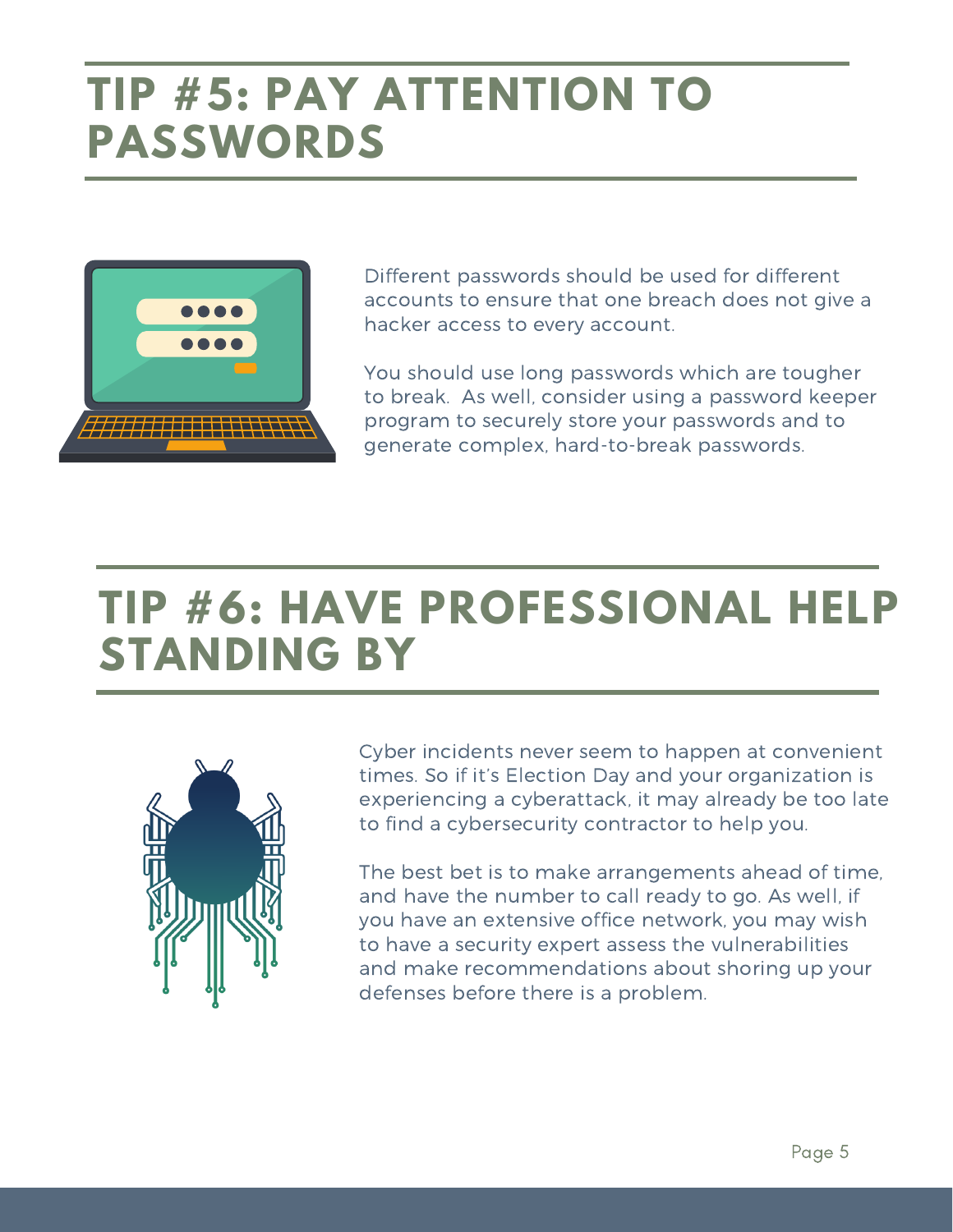# TIP #5: PAY ATTENTION TO PASSWORDS

Different passwords should be used for different accounts to ensure that one breach does not give a hacker access to every account.

You should use long passwords which are tougher to break. As well, consider using a password keeper program to securely store your passwords and to generate complex, hard-to-break passwords.

# TIP #6: HAVE PROFESSIONAL HELP STANDING BY

Cyber incidents never seem to happen at convenient times. So if it's Election Day and your organization is experiencing a cyberattack, it may already be too late to find a cybersecurity contractor to help you.

The best bet is to make arrangements ahead of time, and have the number to call ready to go. As well, if you have an extensive office network, you may wish to have a security expert assess the vulnerabilities and make recommendations about shoring up your defenses before there is a problem.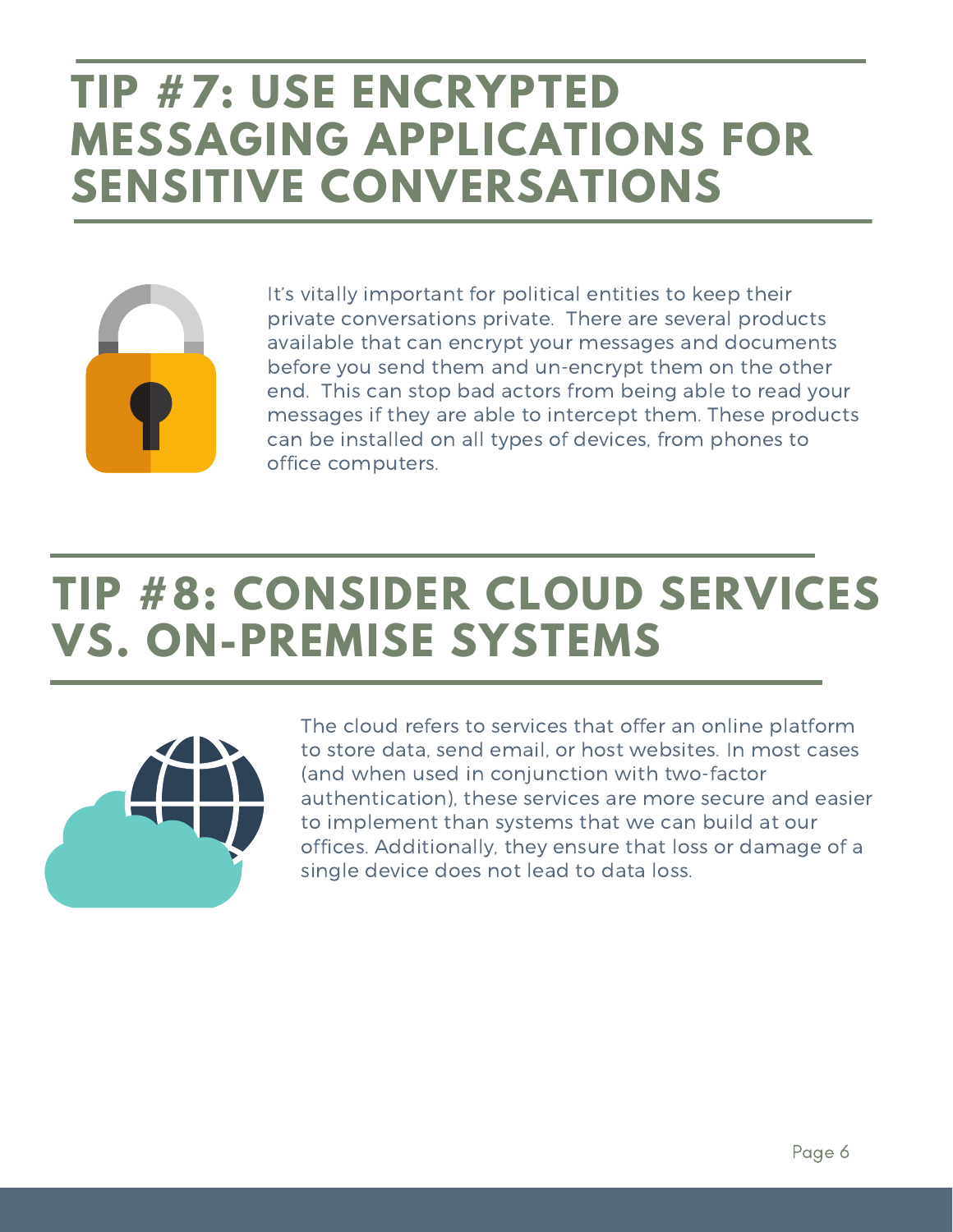# TIP #7: USE ENCRYPTED MESSAGING APPLICATIONS FOR SENSITIVE CONVERSATIONS

It's vitally important for political entities to keep their private conversations private. There are several products available that can encrypt your messages and documents before you send them and un-encrypt them on the other end. This can stop bad actors from being able to read your messages if they are able to intercept them. These products can be installed on all types of devices, from phones to office computers.

# TIP #8: CONSIDER CLOUD SERVICES VS. ON-PREMISE SYSTEMS

The cloud refers to services that offer an online platform to store data, send email, or host websites. In most cases (and when used in conjunction with two-factor authentication), these services are more secure and easier to implement than systems that we can build at our offices. Additionally, they ensure that loss or damage of a single device does not lead to data loss.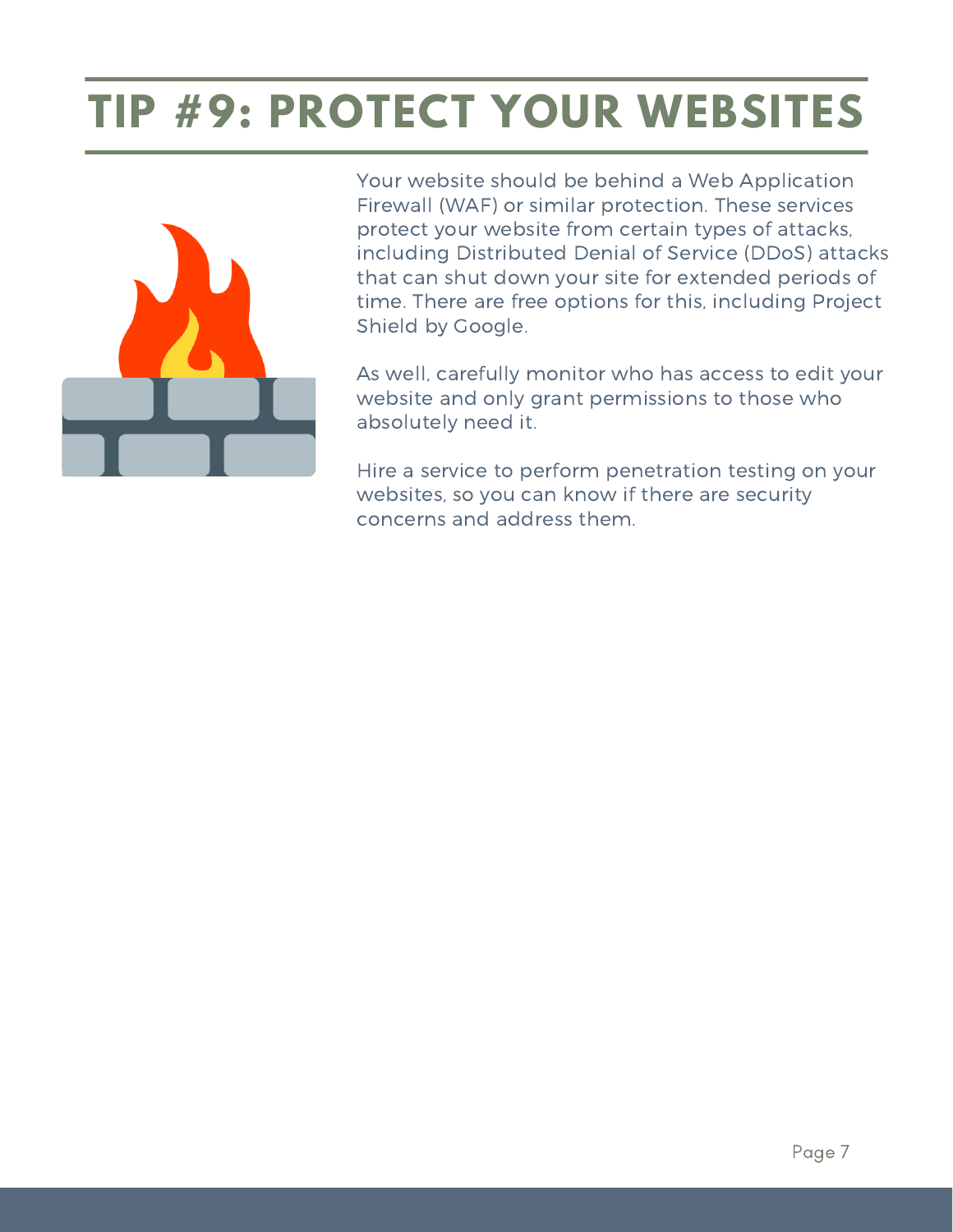# TIP #9: PROTECT YOUR WEBSITES

Your website should be behind a Web Application Firewall (WAF) or similar protection. These services protect your website from certain types of attacks, including Distributed Denial of Service (DDoS) attacks that can shut down your site for extended periods of time. There are free options for this, including Project Shield by Google.

As well, carefully monitor who has access to edit your website and only grant permissions to those who absolutely need it.

Hire a service to perform penetration testing on your websites, so you can know if there are security concerns and address them.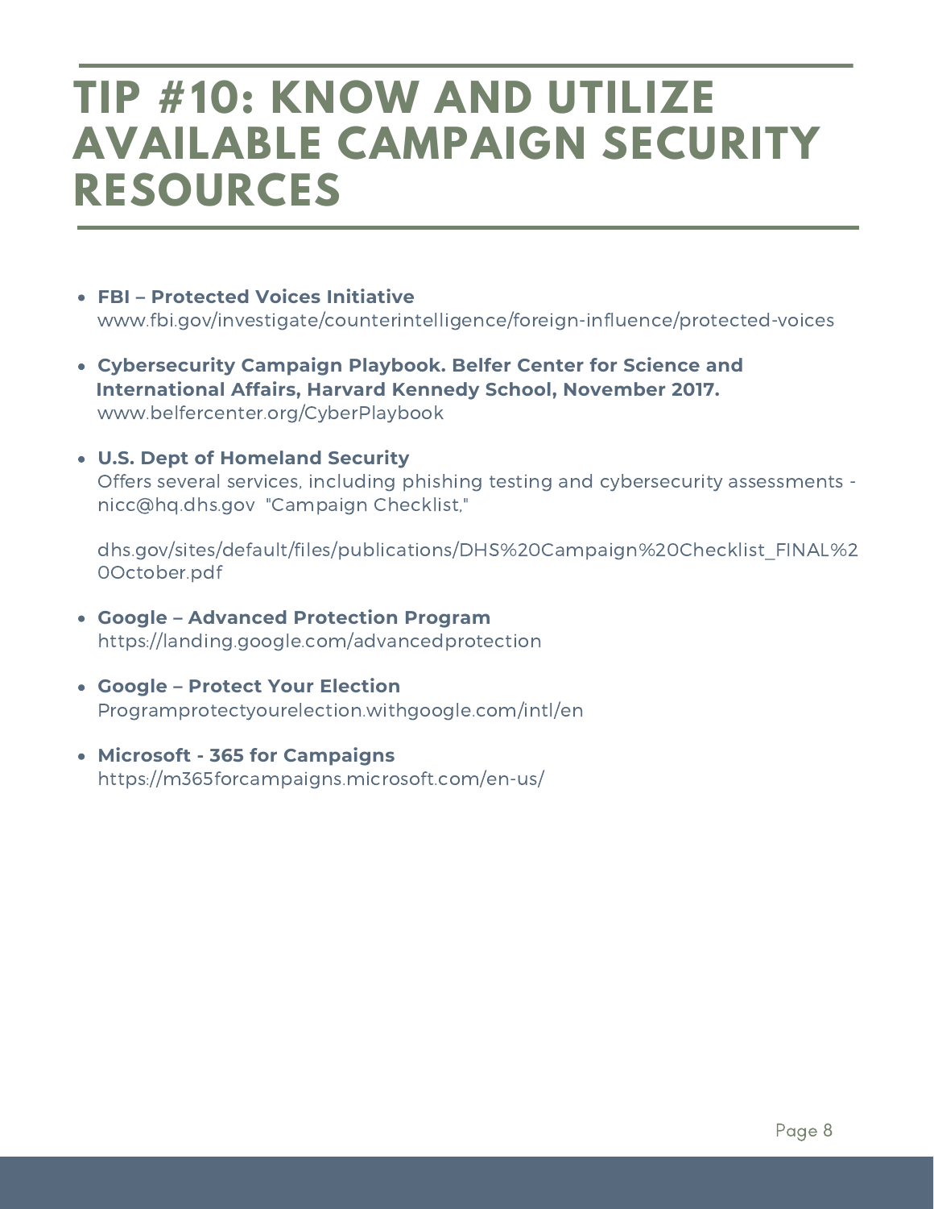# TIP #10: KNOW AND UTILIZE AVAILABLE CAMPAIGN SECURITY RESOURCES

- **FBI – Protected Voices Initiative**
  www.fbi.gov/investigate/counterintelligence/foreign-influence/protected-voices
- **Cybersecurity Campaign Playbook. Belfer Center for Science and International Affairs, Harvard Kennedy School, November 2017.**
  www.belfercenter.org/CyberPlaybook
- **U.S. Dept of Homeland Security**
  Offers several services, including phishing testing and cybersecurity assessments - nicc@hq.dhs.gov "Campaign Checklist,"

  dhs.gov/sites/default/files/publications/DHS%20Campaign%20Checklist_FINAL%20October.pdf
- **Google – Advanced Protection Program**
  https://landing.google.com/advancedprotection
- **Google – Protect Your Election**
  Programprotectyourelection.withgoogle.com/intl/en
- **Microsoft - 365 for Campaigns**
  https://m365forcampaigns.microsoft.com/en-us/